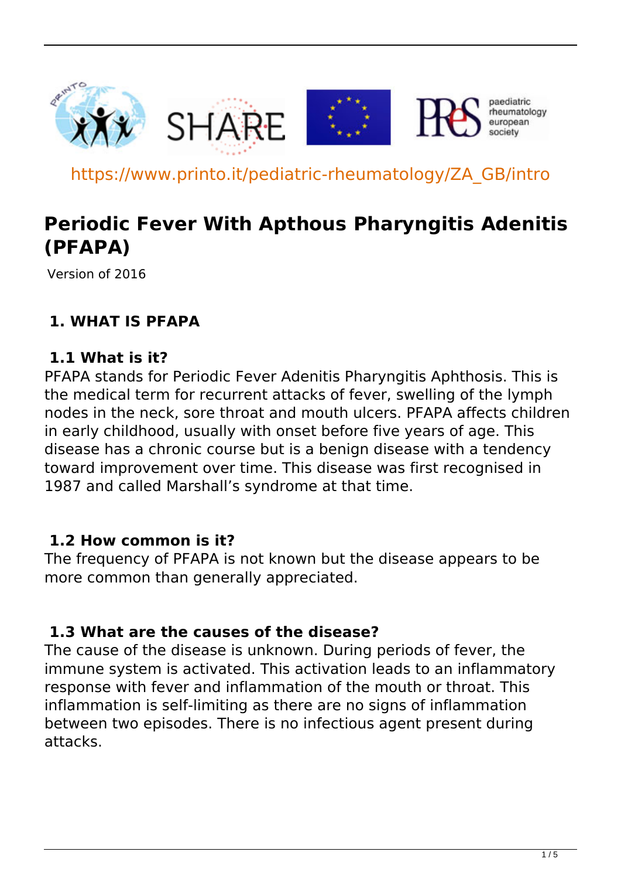https://www.printo.it/pediatric-rheumatology/ZA_GB/intro

# Periodic Fever With Apthous Pharyngitis Adenitis (PFAPA)

Version of 2016

## 1. WHAT IS PFAPA

### 1.1 What is it?

PFAPA stands for Periodic Fever Adenitis Pharyngitis Aphthosis. This is the medical term for recurrent attacks of fever, swelling of the lymph nodes in the neck, sore throat and mouth ulcers. PFAPA affects children in early childhood, usually with onset before five years of age. This disease has a chronic course but is a benign disease with a tendency toward improvement over time. This disease was first recognised in 1987 and called Marshall's syndrome at that time.

### 1.2 How common is it?

The frequency of PFAPA is not known but the disease appears to be more common than generally appreciated.

### 1.3 What are the causes of the disease?

The cause of the disease is unknown. During periods of fever, the immune system is activated. This activation leads to an inflammatory response with fever and inflammation of the mouth or throat. This inflammation is self-limiting as there are no signs of inflammation between two episodes. There is no infectious agent present during attacks.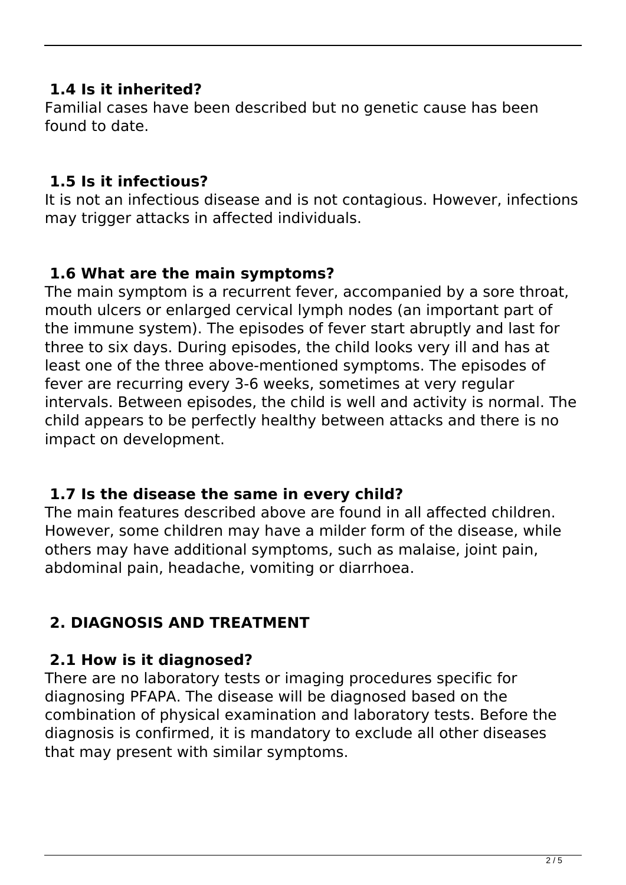### 1.4 Is it inherited?

Familial cases have been described but no genetic cause has been found to date.

### 1.5 Is it infectious?

It is not an infectious disease and is not contagious. However, infections may trigger attacks in affected individuals.

### 1.6 What are the main symptoms?

The main symptom is a recurrent fever, accompanied by a sore throat, mouth ulcers or enlarged cervical lymph nodes (an important part of the immune system). The episodes of fever start abruptly and last for three to six days. During episodes, the child looks very ill and has at least one of the three above-mentioned symptoms. The episodes of fever are recurring every 3-6 weeks, sometimes at very regular intervals. Between episodes, the child is well and activity is normal. The child appears to be perfectly healthy between attacks and there is no impact on development.

### 1.7 Is the disease the same in every child?

The main features described above are found in all affected children. However, some children may have a milder form of the disease, while others may have additional symptoms, such as malaise, joint pain, abdominal pain, headache, vomiting or diarrhoea.

## 2. DIAGNOSIS AND TREATMENT

### 2.1 How is it diagnosed?

There are no laboratory tests or imaging procedures specific for diagnosing PFAPA. The disease will be diagnosed based on the combination of physical examination and laboratory tests. Before the diagnosis is confirmed, it is mandatory to exclude all other diseases that may present with similar symptoms.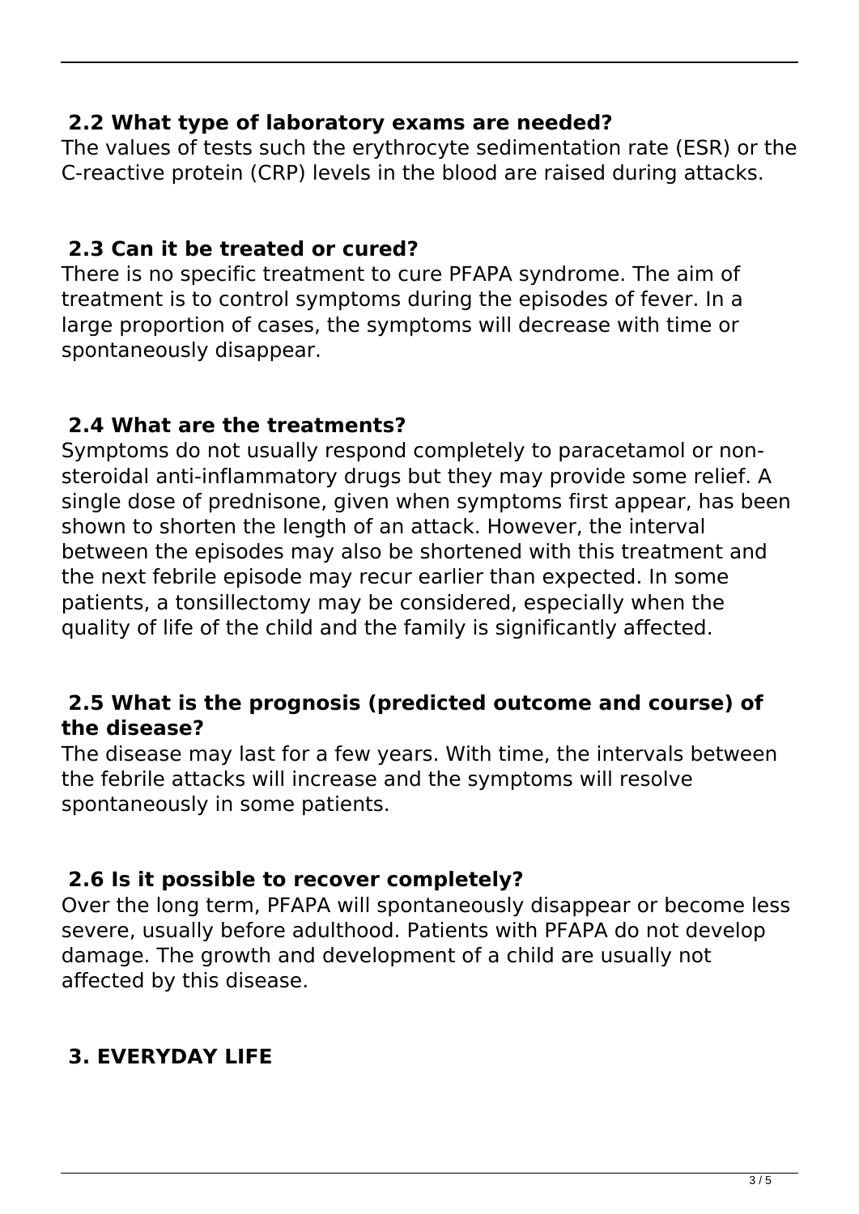### 2.2 What type of laboratory exams are needed?

The values of tests such the erythrocyte sedimentation rate (ESR) or the C-reactive protein (CRP) levels in the blood are raised during attacks.

### 2.3 Can it be treated or cured?

There is no specific treatment to cure PFAPA syndrome. The aim of treatment is to control symptoms during the episodes of fever. In a large proportion of cases, the symptoms will decrease with time or spontaneously disappear.

### 2.4 What are the treatments?

Symptoms do not usually respond completely to paracetamol or non-steroidal anti-inflammatory drugs but they may provide some relief. A single dose of prednisone, given when symptoms first appear, has been shown to shorten the length of an attack. However, the interval between the episodes may also be shortened with this treatment and the next febrile episode may recur earlier than expected. In some patients, a tonsillectomy may be considered, especially when the quality of life of the child and the family is significantly affected.

### 2.5 What is the prognosis (predicted outcome and course) of the disease?

The disease may last for a few years. With time, the intervals between the febrile attacks will increase and the symptoms will resolve spontaneously in some patients.

### 2.6 Is it possible to recover completely?

Over the long term, PFAPA will spontaneously disappear or become less severe, usually before adulthood. Patients with PFAPA do not develop damage. The growth and development of a child are usually not affected by this disease.

## 3. EVERYDAY LIFE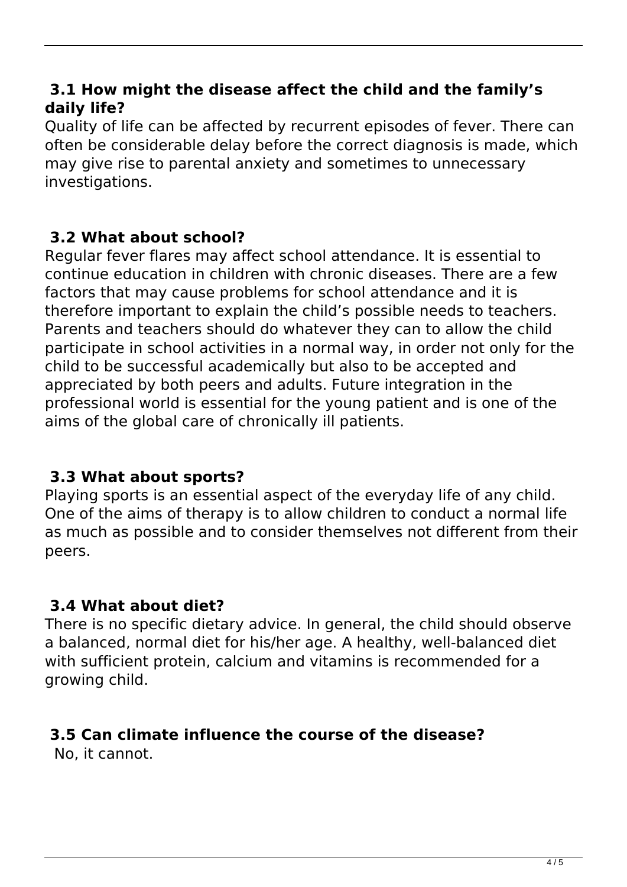### 3.1 How might the disease affect the child and the family's daily life?

Quality of life can be affected by recurrent episodes of fever. There can often be considerable delay before the correct diagnosis is made, which may give rise to parental anxiety and sometimes to unnecessary investigations.

### 3.2 What about school?

Regular fever flares may affect school attendance. It is essential to continue education in children with chronic diseases. There are a few factors that may cause problems for school attendance and it is therefore important to explain the child's possible needs to teachers. Parents and teachers should do whatever they can to allow the child participate in school activities in a normal way, in order not only for the child to be successful academically but also to be accepted and appreciated by both peers and adults. Future integration in the professional world is essential for the young patient and is one of the aims of the global care of chronically ill patients.

### 3.3 What about sports?

Playing sports is an essential aspect of the everyday life of any child. One of the aims of therapy is to allow children to conduct a normal life as much as possible and to consider themselves not different from their peers.

### 3.4 What about diet?

There is no specific dietary advice. In general, the child should observe a balanced, normal diet for his/her age. A healthy, well-balanced diet with sufficient protein, calcium and vitamins is recommended for a growing child.

### 3.5 Can climate influence the course of the disease?

No, it cannot.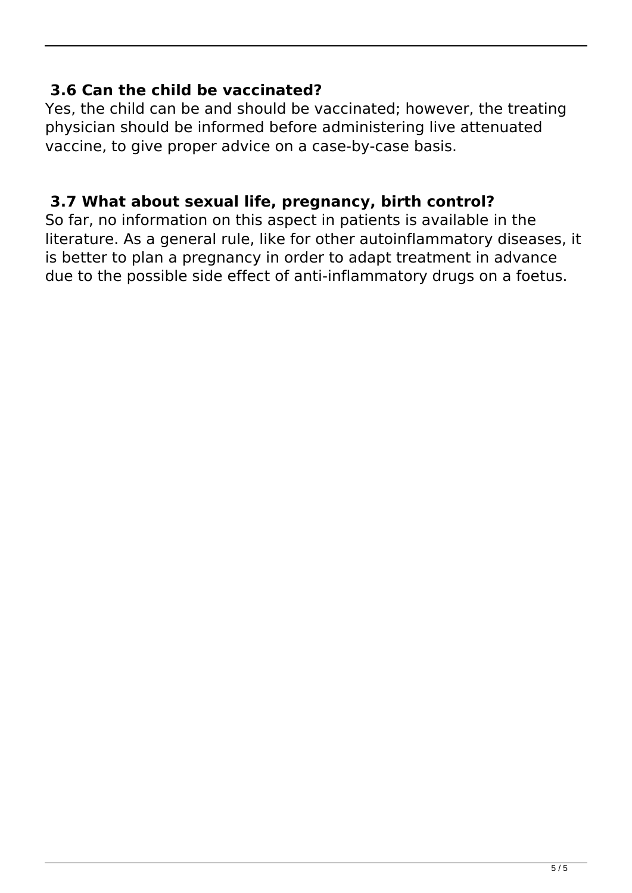### 3.6 Can the child be vaccinated?

Yes, the child can be and should be vaccinated; however, the treating physician should be informed before administering live attenuated vaccine, to give proper advice on a case-by-case basis.

### 3.7 What about sexual life, pregnancy, birth control?

So far, no information on this aspect in patients is available in the literature. As a general rule, like for other autoinflammatory diseases, it is better to plan a pregnancy in order to adapt treatment in advance due to the possible side effect of anti-inflammatory drugs on a foetus.